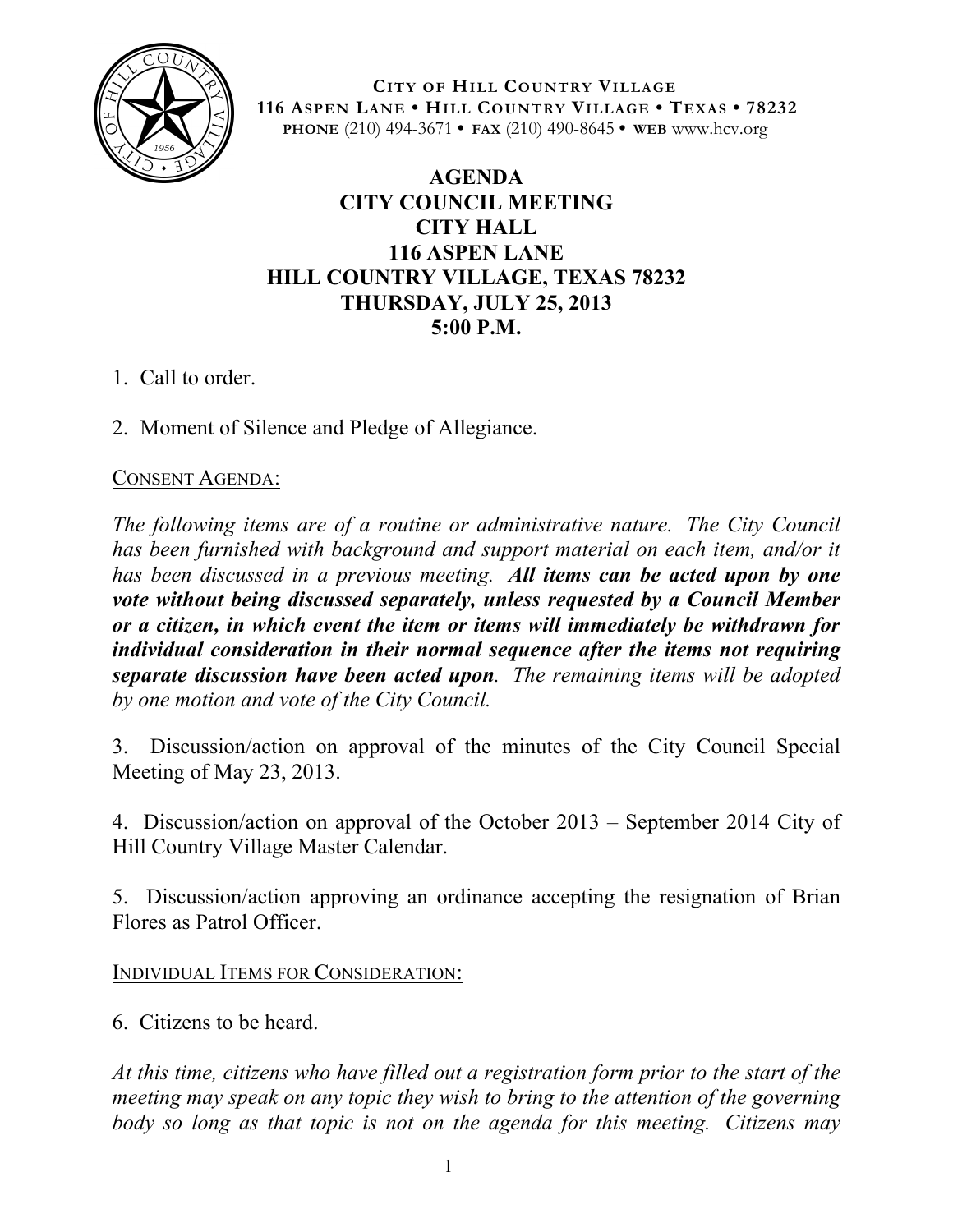**CITY OF HILL COUNTRY VILLAGE**
**116 ASPEN LANE • HILL COUNTRY VILLAGE • TEXAS • 78232**
**PHONE** (210) 494-3671 • **FAX** (210) 490-8645 • **WEB** www.hcv.org

# AGENDA
# CITY COUNCIL MEETING
# CITY HALL
# 116 ASPEN LANE
# HILL COUNTRY VILLAGE, TEXAS 78232
# THURSDAY, JULY 25, 2013
# 5:00 P.M.

1. Call to order.

2. Moment of Silence and Pledge of Allegiance.

CONSENT AGENDA:

*The following items are of a routine or administrative nature. The City Council has been furnished with background and support material on each item, and/or it has been discussed in a previous meeting.* ***All items can be acted upon by one vote without being discussed separately, unless requested by a Council Member or a citizen, in which event the item or items will immediately be withdrawn for individual consideration in their normal sequence after the items not requiring separate discussion have been acted upon****. The remaining items will be adopted by one motion and vote of the City Council.*

3. Discussion/action on approval of the minutes of the City Council Special Meeting of May 23, 2013.

4. Discussion/action on approval of the October 2013 – September 2014 City of Hill Country Village Master Calendar.

5. Discussion/action approving an ordinance accepting the resignation of Brian Flores as Patrol Officer.

INDIVIDUAL ITEMS FOR CONSIDERATION:

6. Citizens to be heard.

*At this time, citizens who have filled out a registration form prior to the start of the meeting may speak on any topic they wish to bring to the attention of the governing body so long as that topic is not on the agenda for this meeting. Citizens may*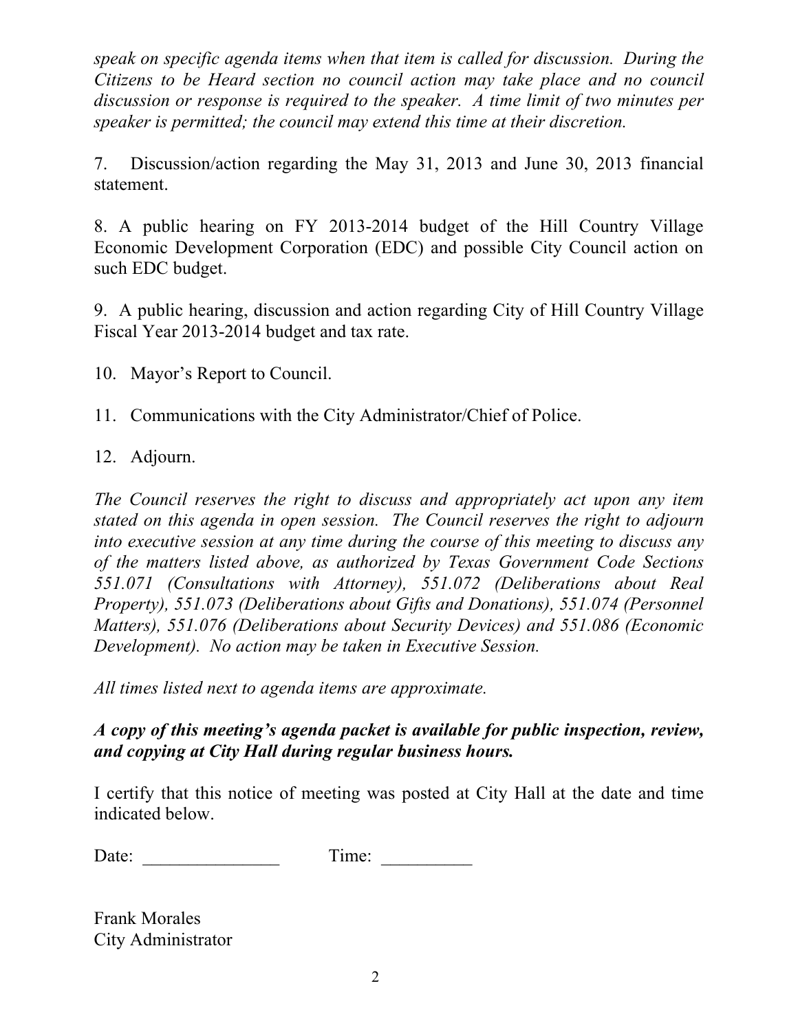*speak on specific agenda items when that item is called for discussion. During the Citizens to be Heard section no council action may take place and no council discussion or response is required to the speaker. A time limit of two minutes per speaker is permitted; the council may extend this time at their discretion.*

7. Discussion/action regarding the May 31, 2013 and June 30, 2013 financial statement.

8. A public hearing on FY 2013-2014 budget of the Hill Country Village Economic Development Corporation (EDC) and possible City Council action on such EDC budget.

9. A public hearing, discussion and action regarding City of Hill Country Village Fiscal Year 2013-2014 budget and tax rate.

10. Mayor's Report to Council.

11. Communications with the City Administrator/Chief of Police.

12. Adjourn.

*The Council reserves the right to discuss and appropriately act upon any item stated on this agenda in open session. The Council reserves the right to adjourn into executive session at any time during the course of this meeting to discuss any of the matters listed above, as authorized by Texas Government Code Sections 551.071 (Consultations with Attorney), 551.072 (Deliberations about Real Property), 551.073 (Deliberations about Gifts and Donations), 551.074 (Personnel Matters), 551.076 (Deliberations about Security Devices) and 551.086 (Economic Development). No action may be taken in Executive Session.*

*All times listed next to agenda items are approximate.*

***A copy of this meeting's agenda packet is available for public inspection, review, and copying at City Hall during regular business hours.***

I certify that this notice of meeting was posted at City Hall at the date and time indicated below.

Date: _______________ Time: __________

Frank Morales
City Administrator